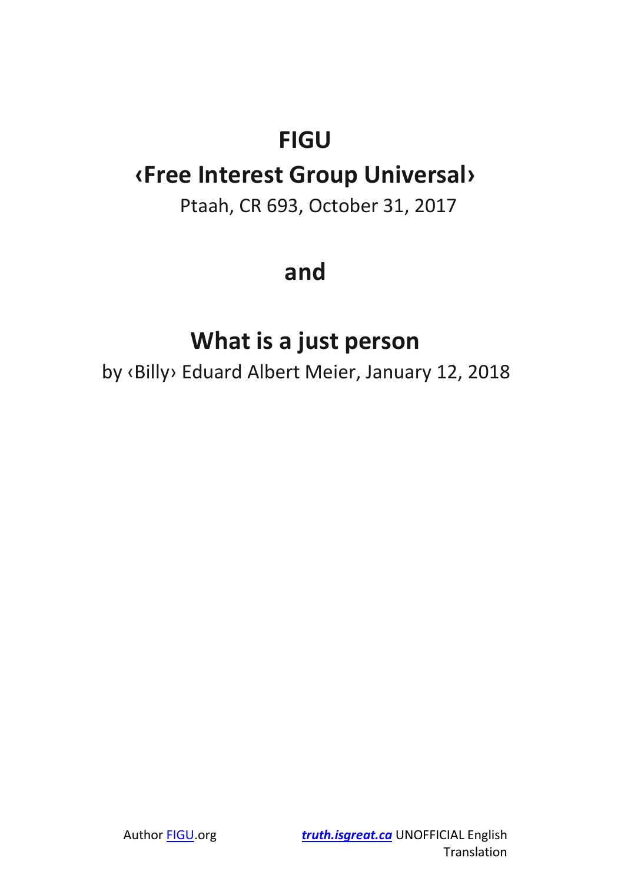# FIGU

## ‹Free Interest Group Universal›

Ptaah, CR 693, October 31, 2017

## and

## What is a just person

by ‹Billy› Eduard Albert Meier, January 12, 2018

Author FIGU.org

***truth.isgreat.ca*** UNOFFICIAL English Translation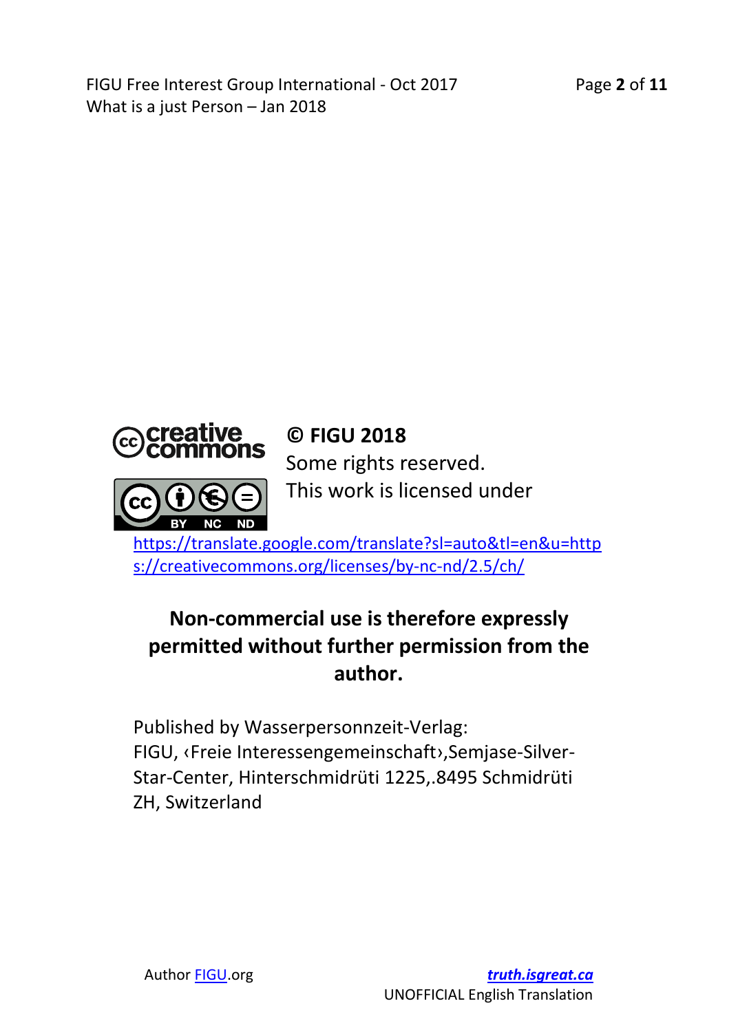**© FIGU 2018**

Some rights reserved.

This work is licensed under

https://translate.google.com/translate?sl=auto&tl=en&u=https://creativecommons.org/licenses/by-nc-nd/2.5/ch/

**Non-commercial use is therefore expressly permitted without further permission from the author.**

Published by Wasserpersonnzeit-Verlag:
FIGU, ‹Freie Interessengemeinschaft›,Semjase-Silver-Star-Center, Hinterschmidrüti 1225,.8495 Schmidrüti ZH, Switzerland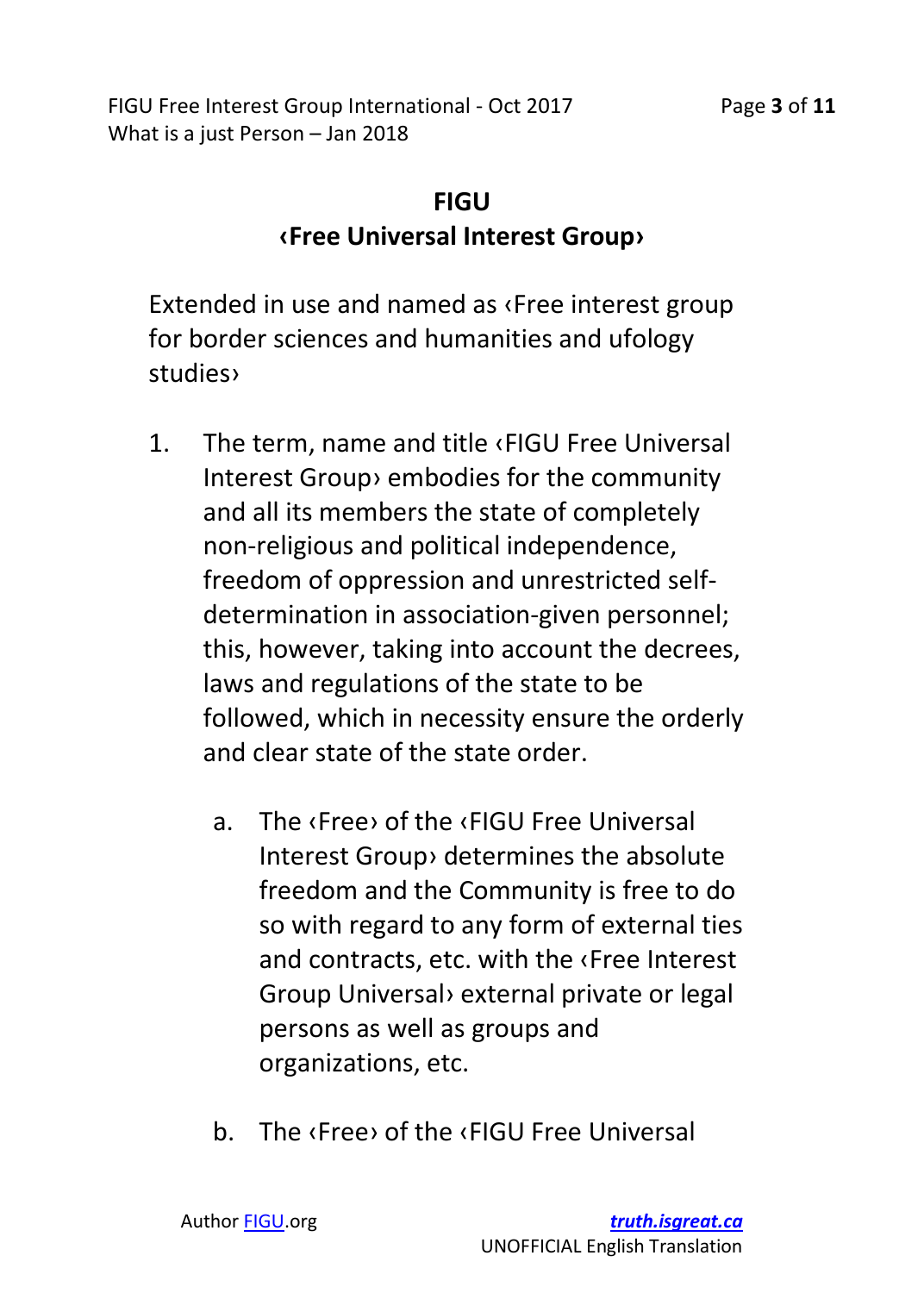## FIGU
## ‹Free Universal Interest Group›

Extended in use and named as ‹Free interest group for border sciences and humanities and ufology studies›

1. The term, name and title ‹FIGU Free Universal Interest Group› embodies for the community and all its members the state of completely non-religious and political independence, freedom of oppression and unrestricted self-determination in association-given personnel; this, however, taking into account the decrees, laws and regulations of the state to be followed, which in necessity ensure the orderly and clear state of the state order.

   a. The ‹Free› of the ‹FIGU Free Universal Interest Group› determines the absolute freedom and the Community is free to do so with regard to any form of external ties and contracts, etc. with the ‹Free Interest Group Universal› external private or legal persons as well as groups and organizations, etc.

   b. The ‹Free› of the ‹FIGU Free Universal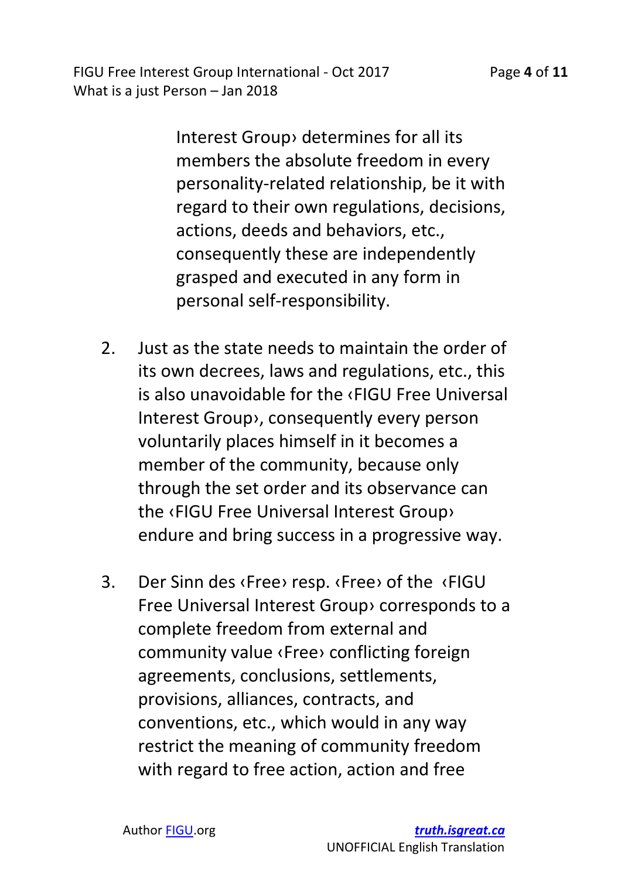Interest Group› determines for all its members the absolute freedom in every personality-related relationship, be it with regard to their own regulations, decisions, actions, deeds and behaviors, etc., consequently these are independently grasped and executed in any form in personal self-responsibility.

2. Just as the state needs to maintain the order of its own decrees, laws and regulations, etc., this is also unavoidable for the ‹FIGU Free Universal Interest Group›, consequently every person voluntarily places himself in it becomes a member of the community, because only through the set order and its observance can the ‹FIGU Free Universal Interest Group› endure and bring success in a progressive way.

3. Der Sinn des ‹Free› resp. ‹Free› of the ‹FIGU Free Universal Interest Group› corresponds to a complete freedom from external and community value ‹Free› conflicting foreign agreements, conclusions, settlements, provisions, alliances, contracts, and conventions, etc., which would in any way restrict the meaning of community freedom with regard to free action, action and free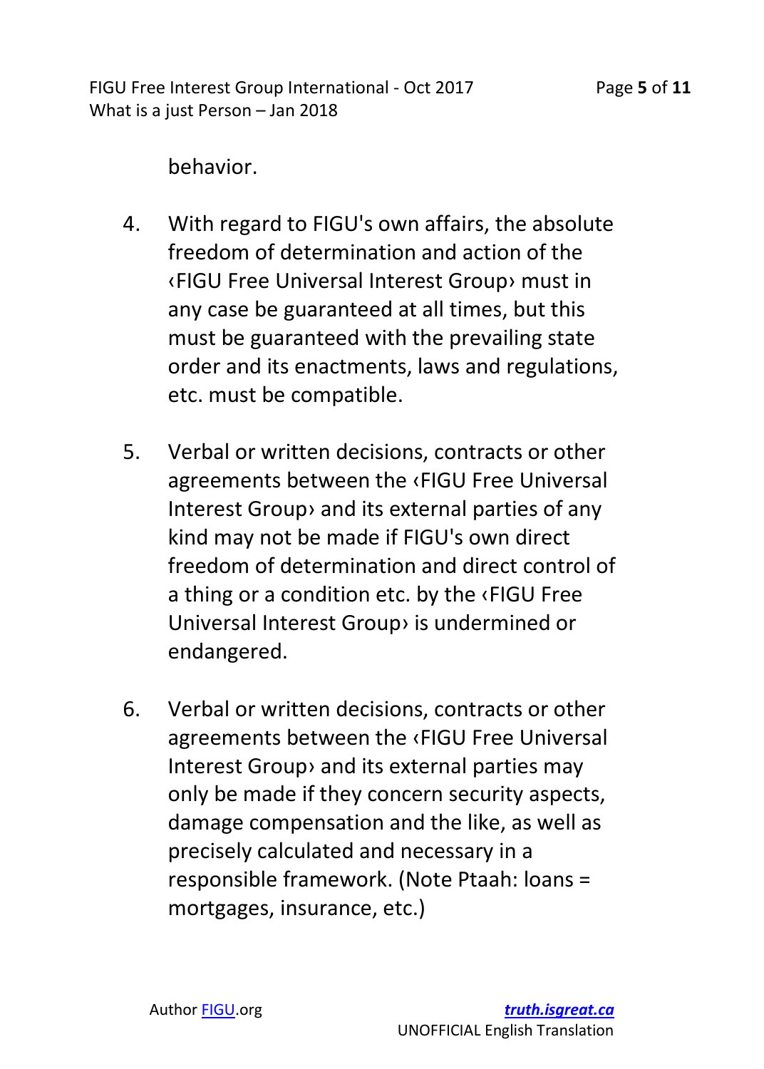behavior.

4. With regard to FIGU's own affairs, the absolute freedom of determination and action of the ‹FIGU Free Universal Interest Group› must in any case be guaranteed at all times, but this must be guaranteed with the prevailing state order and its enactments, laws and regulations, etc. must be compatible.

5. Verbal or written decisions, contracts or other agreements between the ‹FIGU Free Universal Interest Group› and its external parties of any kind may not be made if FIGU's own direct freedom of determination and direct control of a thing or a condition etc. by the ‹FIGU Free Universal Interest Group› is undermined or endangered.

6. Verbal or written decisions, contracts or other agreements between the ‹FIGU Free Universal Interest Group› and its external parties may only be made if they concern security aspects, damage compensation and the like, as well as precisely calculated and necessary in a responsible framework. (Note Ptaah: loans = mortgages, insurance, etc.)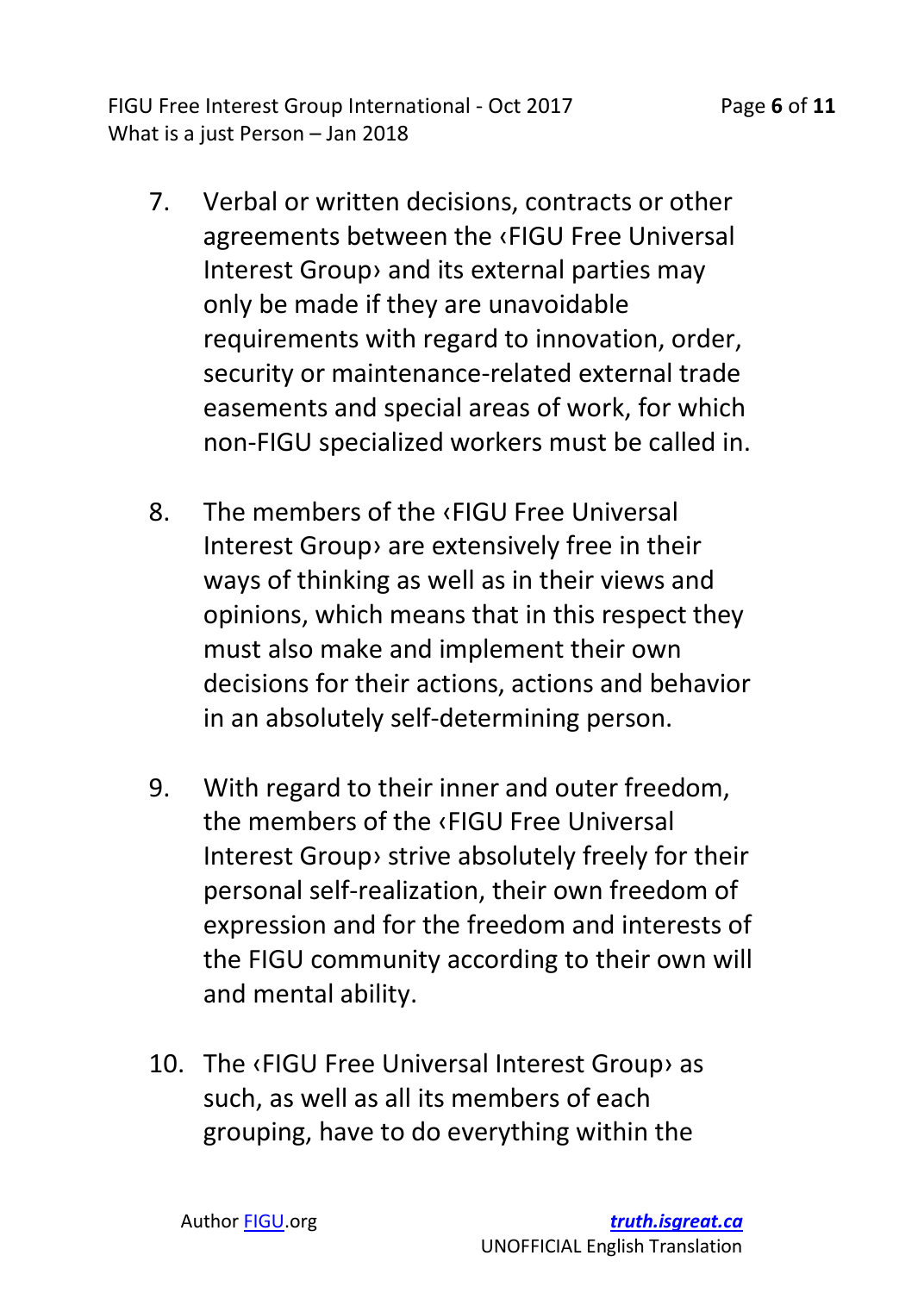7. Verbal or written decisions, contracts or other agreements between the ‹FIGU Free Universal Interest Group› and its external parties may only be made if they are unavoidable requirements with regard to innovation, order, security or maintenance-related external trade easements and special areas of work, for which non-FIGU specialized workers must be called in.

8. The members of the ‹FIGU Free Universal Interest Group› are extensively free in their ways of thinking as well as in their views and opinions, which means that in this respect they must also make and implement their own decisions for their actions, actions and behavior in an absolutely self-determining person.

9. With regard to their inner and outer freedom, the members of the ‹FIGU Free Universal Interest Group› strive absolutely freely for their personal self-realization, their own freedom of expression and for the freedom and interests of the FIGU community according to their own will and mental ability.

10. The ‹FIGU Free Universal Interest Group› as such, as well as all its members of each grouping, have to do everything within the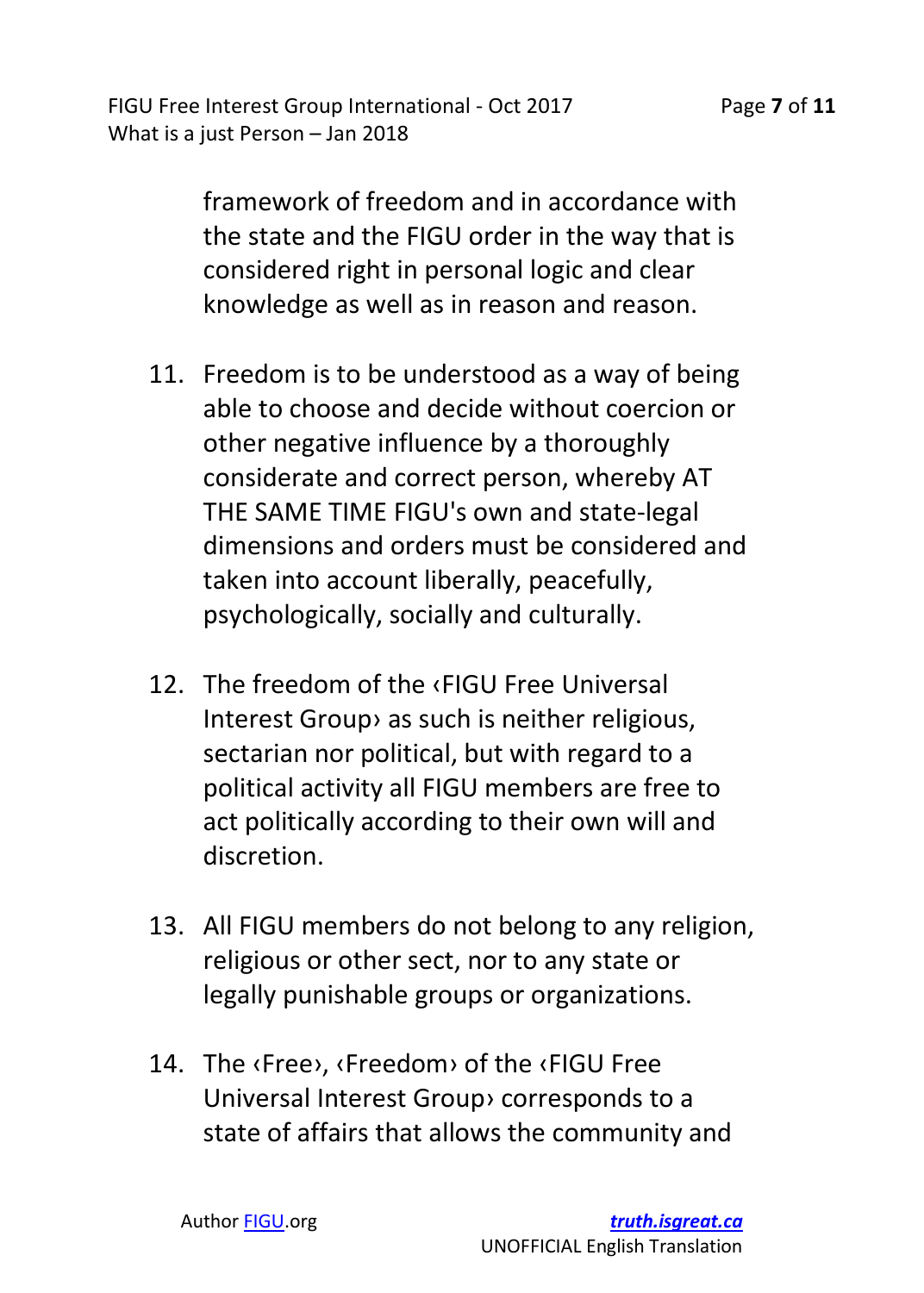framework of freedom and in accordance with the state and the FIGU order in the way that is considered right in personal logic and clear knowledge as well as in reason and reason.

11. Freedom is to be understood as a way of being able to choose and decide without coercion or other negative influence by a thoroughly considerate and correct person, whereby AT THE SAME TIME FIGU's own and state-legal dimensions and orders must be considered and taken into account liberally, peacefully, psychologically, socially and culturally.

12. The freedom of the ‹FIGU Free Universal Interest Group› as such is neither religious, sectarian nor political, but with regard to a political activity all FIGU members are free to act politically according to their own will and discretion.

13. All FIGU members do not belong to any religion, religious or other sect, nor to any state or legally punishable groups or organizations.

14. The ‹Free›, ‹Freedom› of the ‹FIGU Free Universal Interest Group› corresponds to a state of affairs that allows the community and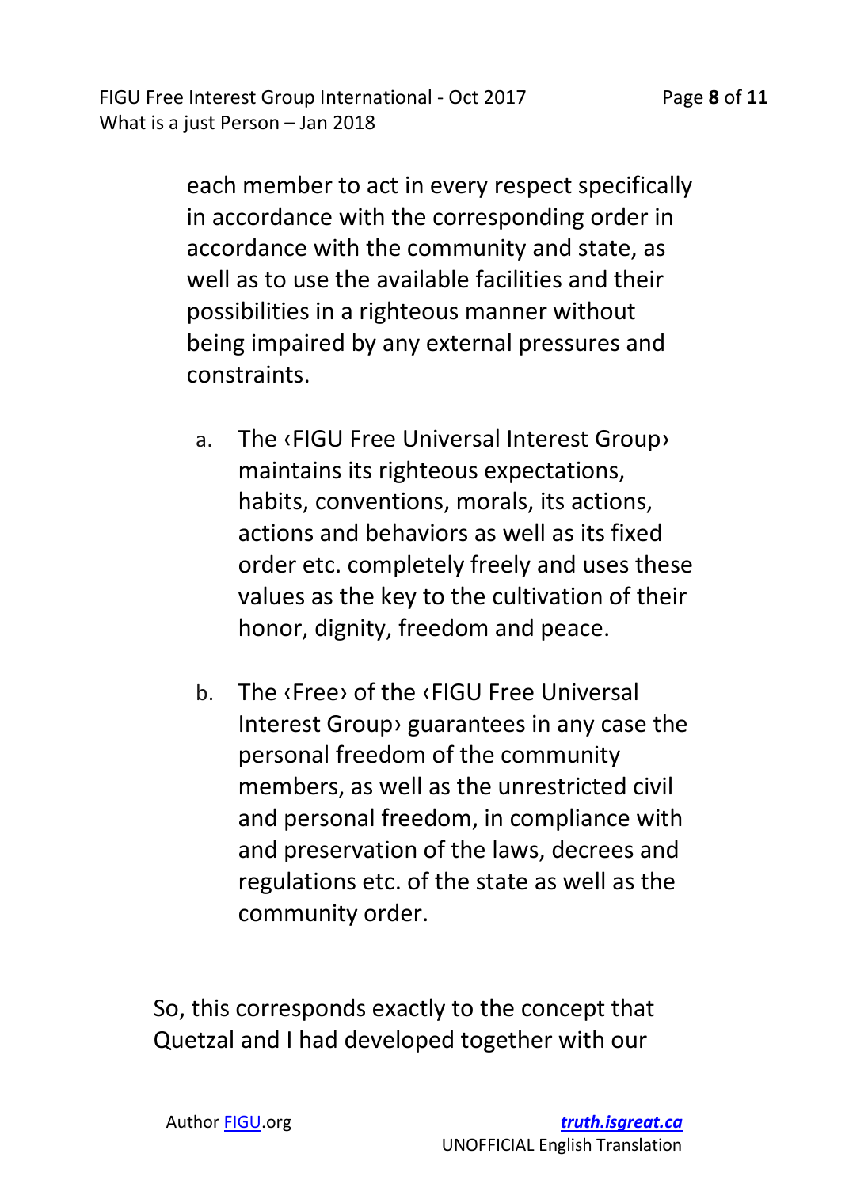each member to act in every respect specifically in accordance with the corresponding order in accordance with the community and state, as well as to use the available facilities and their possibilities in a righteous manner without being impaired by any external pressures and constraints.

a. The ‹FIGU Free Universal Interest Group› maintains its righteous expectations, habits, conventions, morals, its actions, actions and behaviors as well as its fixed order etc. completely freely and uses these values as the key to the cultivation of their honor, dignity, freedom and peace.

b. The ‹Free› of the ‹FIGU Free Universal Interest Group› guarantees in any case the personal freedom of the community members, as well as the unrestricted civil and personal freedom, in compliance with and preservation of the laws, decrees and regulations etc. of the state as well as the community order.

So, this corresponds exactly to the concept that Quetzal and I had developed together with our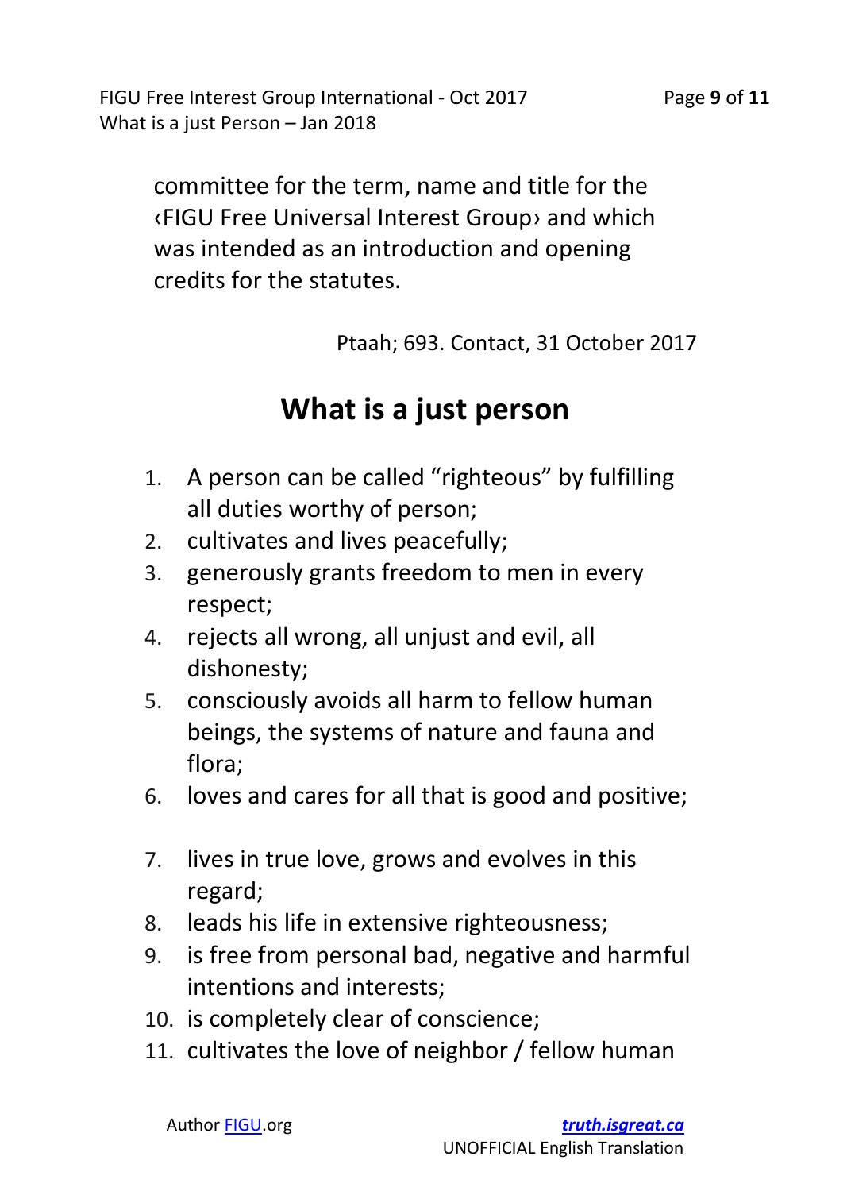committee for the term, name and title for the ‹FIGU Free Universal Interest Group› and which was intended as an introduction and opening credits for the statutes.

Ptaah; 693. Contact, 31 October 2017

## What is a just person

1. A person can be called "righteous" by fulfilling all duties worthy of person;
2. cultivates and lives peacefully;
3. generously grants freedom to men in every respect;
4. rejects all wrong, all unjust and evil, all dishonesty;
5. consciously avoids all harm to fellow human beings, the systems of nature and fauna and flora;
6. loves and cares for all that is good and positive;
7. lives in true love, grows and evolves in this regard;
8. leads his life in extensive righteousness;
9. is free from personal bad, negative and harmful intentions and interests;
10. is completely clear of conscience;
11. cultivates the love of neighbor / fellow human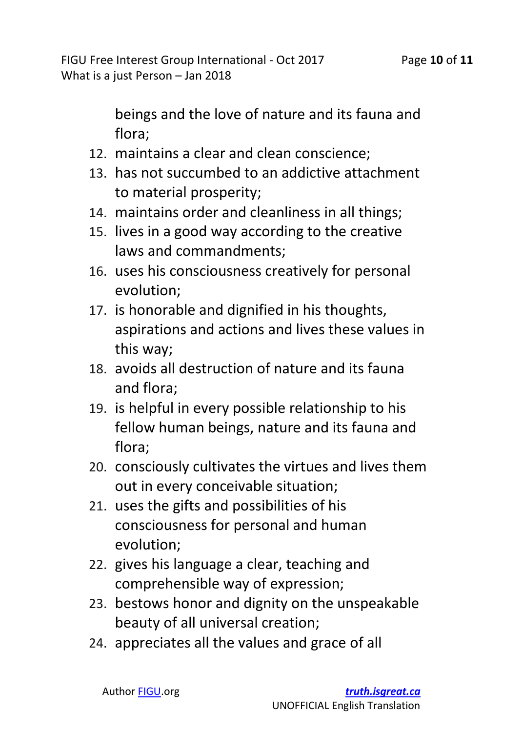beings and the love of nature and its fauna and flora;

12. maintains a clear and clean conscience;
13. has not succumbed to an addictive attachment to material prosperity;
14. maintains order and cleanliness in all things;
15. lives in a good way according to the creative laws and commandments;
16. uses his consciousness creatively for personal evolution;
17. is honorable and dignified in his thoughts, aspirations and actions and lives these values in this way;
18. avoids all destruction of nature and its fauna and flora;
19. is helpful in every possible relationship to his fellow human beings, nature and its fauna and flora;
20. consciously cultivates the virtues and lives them out in every conceivable situation;
21. uses the gifts and possibilities of his consciousness for personal and human evolution;
22. gives his language a clear, teaching and comprehensible way of expression;
23. bestows honor and dignity on the unspeakable beauty of all universal creation;
24. appreciates all the values and grace of all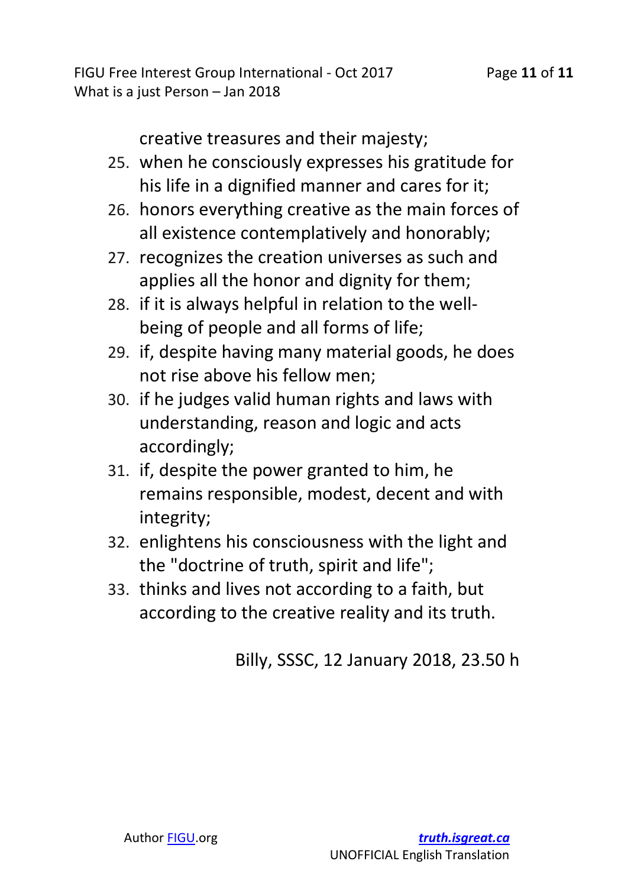creative treasures and their majesty;

25. when he consciously expresses his gratitude for his life in a dignified manner and cares for it;
26. honors everything creative as the main forces of all existence contemplatively and honorably;
27. recognizes the creation universes as such and applies all the honor and dignity for them;
28. if it is always helpful in relation to the well-being of people and all forms of life;
29. if, despite having many material goods, he does not rise above his fellow men;
30. if he judges valid human rights and laws with understanding, reason and logic and acts accordingly;
31. if, despite the power granted to him, he remains responsible, modest, decent and with integrity;
32. enlightens his consciousness with the light and the "doctrine of truth, spirit and life";
33. thinks and lives not according to a faith, but according to the creative reality and its truth.

Billy, SSSC, 12 January 2018, 23.50 h